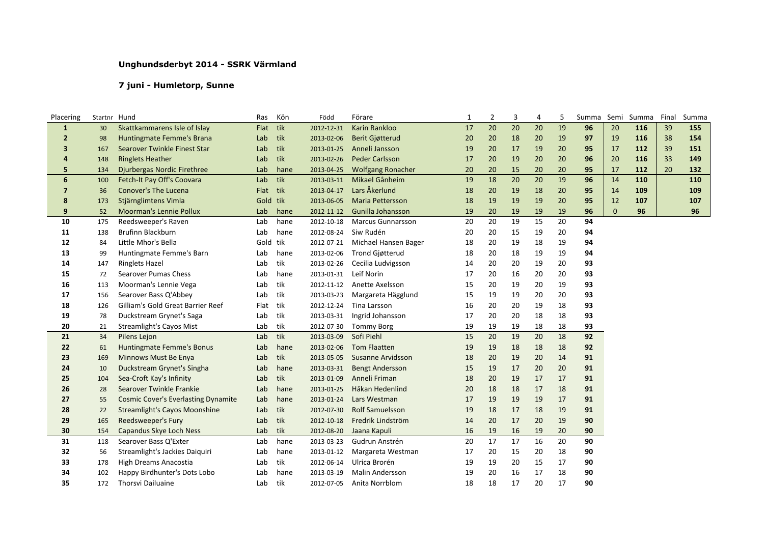**Unghundsderbyt 2014 - SSRK Värmland**

**7 juni - Humletorp, Sunne**

| Placering | Startnr | Hund | Ras | Kön | Född | Förare | 1 | 2 | 3 | 4 | 5 | Summa | Semi | Summa | Final | Summa |
|---|---|---|---|---|---|---|---|---|---|---|---|---|---|---|---|---|
| **1** | 30 | Skattkammarens Isle of Islay | Flat | tik | 2012-12-31 | Karin Rankloo | 17 | 20 | 20 | 20 | 19 | **96** | 20 | **116** | 39 | **155** |
| **2** | 98 | Huntingmate Femme's Brana | Lab | tik | 2013-02-06 | Berit Gjøtterud | 20 | 20 | 18 | 20 | 19 | **97** | 19 | **116** | 38 | **154** |
| **3** | 167 | Searover Twinkle Finest Star | Lab | tik | 2013-01-25 | Anneli Jansson | 19 | 20 | 17 | 19 | 20 | **95** | 17 | **112** | 39 | **151** |
| **4** | 148 | Ringlets Heather | Lab | tik | 2013-02-26 | Peder Carlsson | 17 | 20 | 19 | 20 | 20 | **96** | 20 | **116** | 33 | **149** |
| **5** | 134 | Djurbergas Nordic Firethree | Lab | hane | 2013-04-25 | Wolfgang Ronacher | 20 | 20 | 15 | 20 | 20 | **95** | 17 | **112** | 20 | **132** |
| **6** | 100 | Fetch-It Pay Off's Coovara | Lab | tik | 2013-03-11 | Mikael Gånheim | 19 | 18 | 20 | 20 | 19 | **96** | 14 | **110** | | **110** |
| **7** | 36 | Conover's The Lucena | Flat | tik | 2013-04-17 | Lars Åkerlund | 18 | 20 | 19 | 18 | 20 | **95** | 14 | **109** | | **109** |
| **8** | 173 | Stjärnglimtens Vimla | Gold | tik | 2013-06-05 | Maria Pettersson | 18 | 19 | 19 | 19 | 20 | **95** | 12 | **107** | | **107** |
| **9** | 52 | Moorman's Lennie Pollux | Lab | hane | 2012-11-12 | Gunilla Johansson | 19 | 20 | 19 | 19 | 19 | **96** | 0 | **96** | | **96** |
| **10** | 175 | Reedsweeper's Raven | Lab | hane | 2012-10-18 | Marcus Gunnarsson | 20 | 20 | 19 | 15 | 20 | **94** | | | | |
| **11** | 138 | Brufinn Blackburn | Lab | hane | 2012-08-24 | Siw Rudén | 20 | 20 | 15 | 19 | 20 | **94** | | | | |
| **12** | 84 | Little Mhor's Bella | Gold | tik | 2012-07-21 | Michael Hansen Bager | 18 | 20 | 19 | 18 | 19 | **94** | | | | |
| **13** | 99 | Huntingmate Femme's Barn | Lab | hane | 2013-02-06 | Trond Gjøtterud | 18 | 20 | 18 | 19 | 19 | **94** | | | | |
| **14** | 147 | Ringlets Hazel | Lab | tik | 2013-02-26 | Cecilia Ludvigsson | 14 | 20 | 20 | 19 | 20 | **93** | | | | |
| **15** | 72 | Searover Pumas Chess | Lab | hane | 2013-01-31 | Leif Norin | 17 | 20 | 16 | 20 | 20 | **93** | | | | |
| **16** | 113 | Moorman's Lennie Vega | Lab | tik | 2012-11-12 | Anette Axelsson | 15 | 20 | 19 | 20 | 19 | **93** | | | | |
| **17** | 156 | Searover Bass Q'Abbey | Lab | tik | 2013-03-23 | Margareta Hägglund | 15 | 19 | 19 | 20 | 20 | **93** | | | | |
| **18** | 126 | Gilliam's Gold Great Barrier Reef | Flat | tik | 2012-12-24 | Tina Larsson | 16 | 20 | 20 | 19 | 18 | **93** | | | | |
| **19** | 78 | Duckstream Grynet's Saga | Lab | tik | 2013-03-31 | Ingrid Johansson | 17 | 20 | 20 | 18 | 18 | **93** | | | | |
| **20** | 21 | Streamlight's Cayos Mist | Lab | tik | 2012-07-30 | Tommy Borg | 19 | 19 | 19 | 18 | 18 | **93** | | | | |
| **21** | 34 | Pilens Lejon | Lab | tik | 2013-03-09 | Sofi Piehl | 15 | 20 | 19 | 20 | 18 | **92** | | | | |
| **22** | 61 | Huntingmate Femme's Bonus | Lab | hane | 2013-02-06 | Tom Flaatten | 19 | 19 | 18 | 18 | 18 | **92** | | | | |
| **23** | 169 | Minnows Must Be Enya | Lab | tik | 2013-05-05 | Susanne Arvidsson | 18 | 20 | 19 | 20 | 14 | **91** | | | | |
| **24** | 10 | Duckstream Grynet's Singha | Lab | hane | 2013-03-31 | Bengt Andersson | 15 | 19 | 17 | 20 | 20 | **91** | | | | |
| **25** | 104 | Sea-Croft Kay's Infinity | Lab | tik | 2013-01-09 | Anneli Friman | 18 | 20 | 19 | 17 | 17 | **91** | | | | |
| **26** | 28 | Searover Twinkle Frankie | Lab | hane | 2013-01-25 | Håkan Hedenlind | 20 | 18 | 18 | 17 | 18 | **91** | | | | |
| **27** | 55 | Cosmic Cover's Everlasting Dynamite | Lab | hane | 2013-01-24 | Lars Westman | 17 | 19 | 19 | 19 | 17 | **91** | | | | |
| **28** | 22 | Streamlight's Cayos Moonshine | Lab | tik | 2012-07-30 | Rolf Samuelsson | 19 | 18 | 17 | 18 | 19 | **91** | | | | |
| **29** | 165 | Reedsweeper's Fury | Lab | tik | 2012-10-18 | Fredrik Lindström | 14 | 20 | 17 | 20 | 19 | **90** | | | | |
| **30** | 154 | Capandus Skye Loch Ness | Lab | tik | 2012-08-20 | Jaana Kapuli | 16 | 19 | 16 | 19 | 20 | **90** | | | | |
| **31** | 118 | Searover Bass Q'Exter | Lab | hane | 2013-03-23 | Gudrun Anstrén | 20 | 17 | 17 | 16 | 20 | **90** | | | | |
| **32** | 56 | Streamlight's Jackies Daiquiri | Lab | hane | 2013-01-12 | Margareta Westman | 17 | 20 | 15 | 20 | 18 | **90** | | | | |
| **33** | 178 | High Dreams Anacostia | Lab | tik | 2012-06-14 | Ulrica Brorén | 19 | 19 | 20 | 15 | 17 | **90** | | | | |
| **34** | 102 | Happy Birdhunter's Dots Lobo | Lab | hane | 2013-03-19 | Malin Andersson | 19 | 20 | 16 | 17 | 18 | **90** | | | | |
| **35** | 172 | Thorsvi Dailuaine | Lab | tik | 2012-07-05 | Anita Norrblom | 18 | 18 | 17 | 20 | 17 | **90** | | | | |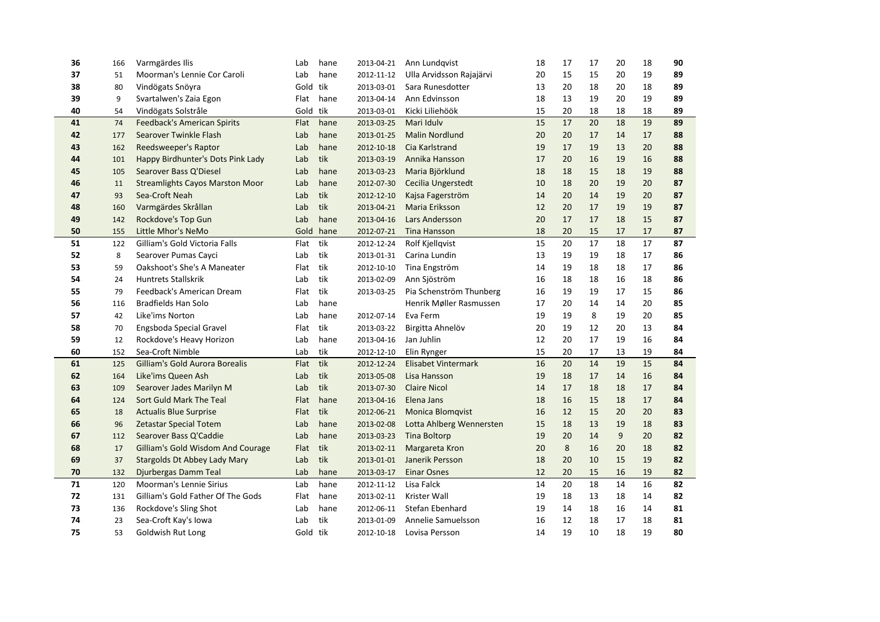| | | | | | | | | | | | | |
|---|---|---|---|---|---|---|---|---|---|---|---|---|
| **36** | 166 | Varmgärdes Ilis | Lab | hane | 2013-04-21 | Ann Lundqvist | 18 | 17 | 17 | 20 | 18 | **90** |
| **37** | 51 | Moorman's Lennie Cor Caroli | Lab | hane | 2012-11-12 | Ulla Arvidsson Rajajärvi | 20 | 15 | 15 | 20 | 19 | **89** |
| **38** | 80 | Vindögats Snöyra | Gold | tik | 2013-03-01 | Sara Runesdotter | 13 | 20 | 18 | 20 | 18 | **89** |
| **39** | 9 | Svartalwen's Zaia Egon | Flat | hane | 2013-04-14 | Ann Edvinsson | 18 | 13 | 19 | 20 | 19 | **89** |
| **40** | 54 | Vindögats Solstråle | Gold | tik | 2013-03-01 | Kicki Liliehöök | 15 | 20 | 18 | 18 | 18 | **89** |
| **41** | 74 | Feedback's American Spirits | Flat | hane | 2013-03-25 | Mari Idulv | 15 | 17 | 20 | 18 | 19 | **89** |
| **42** | 177 | Searover Twinkle Flash | Lab | hane | 2013-01-25 | Malin Nordlund | 20 | 20 | 17 | 14 | 17 | **88** |
| **43** | 162 | Reedsweeper's Raptor | Lab | hane | 2012-10-18 | Cia Karlstrand | 19 | 17 | 19 | 13 | 20 | **88** |
| **44** | 101 | Happy Birdhunter's Dots Pink Lady | Lab | tik | 2013-03-19 | Annika Hansson | 17 | 20 | 16 | 19 | 16 | **88** |
| **45** | 105 | Searover Bass Q'Diesel | Lab | hane | 2013-03-23 | Maria Björklund | 18 | 18 | 15 | 18 | 19 | **88** |
| **46** | 11 | Streamlights Cayos Marston Moor | Lab | hane | 2012-07-30 | Cecilia Ungerstedt | 10 | 18 | 20 | 19 | 20 | **87** |
| **47** | 93 | Sea-Croft Neah | Lab | tik | 2012-12-10 | Kajsa Fagerström | 14 | 20 | 14 | 19 | 20 | **87** |
| **48** | 160 | Varmgärdes Skrållan | Lab | tik | 2013-04-21 | Maria Eriksson | 12 | 20 | 17 | 19 | 19 | **87** |
| **49** | 142 | Rockdove's Top Gun | Lab | hane | 2013-04-16 | Lars Andersson | 20 | 17 | 17 | 18 | 15 | **87** |
| **50** | 155 | Little Mhor's NeMo | Gold | hane | 2012-07-21 | Tina Hansson | 18 | 20 | 15 | 17 | 17 | **87** |
| **51** | 122 | Gilliam's Gold Victoria Falls | Flat | tik | 2012-12-24 | Rolf Kjellqvist | 15 | 20 | 17 | 18 | 17 | **87** |
| **52** | 8 | Searover Pumas Cayci | Lab | tik | 2013-01-31 | Carina Lundin | 13 | 19 | 19 | 18 | 17 | **86** |
| **53** | 59 | Oakshoot's She's A Maneater | Flat | tik | 2012-10-10 | Tina Engström | 14 | 19 | 18 | 18 | 17 | **86** |
| **54** | 24 | Huntrets Stallskrik | Lab | tik | 2013-02-09 | Ann Sjöström | 16 | 18 | 18 | 16 | 18 | **86** |
| **55** | 79 | Feedback's American Dream | Flat | tik | 2013-03-25 | Pia Schenström Thunberg | 16 | 19 | 19 | 17 | 15 | **86** |
| **56** | 116 | Bradfields Han Solo | Lab | hane | | Henrik Møller Rasmussen | 17 | 20 | 14 | 14 | 20 | **85** |
| **57** | 42 | Like'ims Norton | Lab | hane | 2012-07-14 | Eva Ferm | 19 | 19 | 8 | 19 | 20 | **85** |
| **58** | 70 | Engsboda Special Gravel | Flat | tik | 2013-03-22 | Birgitta Ahnelöv | 20 | 19 | 12 | 20 | 13 | **84** |
| **59** | 12 | Rockdove's Heavy Horizon | Lab | hane | 2013-04-16 | Jan Juhlin | 12 | 20 | 17 | 19 | 16 | **84** |
| **60** | 152 | Sea-Croft Nimble | Lab | tik | 2012-12-10 | Elin Rynger | 15 | 20 | 17 | 13 | 19 | **84** |
| **61** | 125 | Gilliam's Gold Aurora Borealis | Flat | tik | 2012-12-24 | Elisabet Vintermark | 16 | 20 | 14 | 19 | 15 | **84** |
| **62** | 164 | Like'ims Queen Ash | Lab | tik | 2013-05-08 | Lisa Hansson | 19 | 18 | 17 | 14 | 16 | **84** |
| **63** | 109 | Searover Jades Marilyn M | Lab | tik | 2013-07-30 | Claire Nicol | 14 | 17 | 18 | 18 | 17 | **84** |
| **64** | 124 | Sort Guld Mark The Teal | Flat | hane | 2013-04-16 | Elena Jans | 18 | 16 | 15 | 18 | 17 | **84** |
| **65** | 18 | Actualis Blue Surprise | Flat | tik | 2012-06-21 | Monica Blomqvist | 16 | 12 | 15 | 20 | 20 | **83** |
| **66** | 96 | Zetastar Special Totem | Lab | hane | 2013-02-08 | Lotta Ahlberg Wennersten | 15 | 18 | 13 | 19 | 18 | **83** |
| **67** | 112 | Searover Bass Q'Caddie | Lab | hane | 2013-03-23 | Tina Boltorp | 19 | 20 | 14 | 9 | 20 | **82** |
| **68** | 17 | Gilliam's Gold Wisdom And Courage | Flat | tik | 2013-02-11 | Margareta Kron | 20 | 8 | 16 | 20 | 18 | **82** |
| **69** | 37 | Stargolds Dt Abbey Lady Mary | Lab | tik | 2013-01-01 | Janerik Persson | 18 | 20 | 10 | 15 | 19 | **82** |
| **70** | 132 | Djurbergas Damm Teal | Lab | hane | 2013-03-17 | Einar Osnes | 12 | 20 | 15 | 16 | 19 | **82** |
| **71** | 120 | Moorman's Lennie Sirius | Lab | hane | 2012-11-12 | Lisa Falck | 14 | 20 | 18 | 14 | 16 | **82** |
| **72** | 131 | Gilliam's Gold Father Of The Gods | Flat | hane | 2013-02-11 | Krister Wall | 19 | 18 | 13 | 18 | 14 | **82** |
| **73** | 136 | Rockdove's Sling Shot | Lab | hane | 2012-06-11 | Stefan Ebenhard | 19 | 14 | 18 | 16 | 14 | **81** |
| **74** | 23 | Sea-Croft Kay's Iowa | Lab | tik | 2013-01-09 | Annelie Samuelsson | 16 | 12 | 18 | 17 | 18 | **81** |
| **75** | 53 | Goldwish Rut Long | Gold | tik | 2012-10-18 | Lovisa Persson | 14 | 19 | 10 | 18 | 19 | **80** |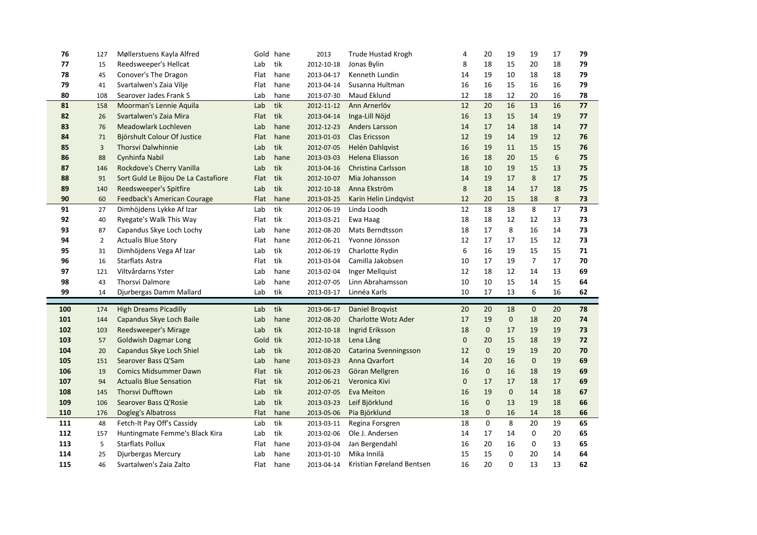| | | | | | | | | | | | | |
|---|---|---|---|---|---|---|---|---|---|---|---|---|
| **76** | 127 | Møllerstuens Kayla Alfred | Gold | hane | 2013 | Trude Hustad Krogh | 4 | 20 | 19 | 19 | 17 | **79** |
| **77** | 15 | Reedsweeper's Hellcat | Lab | tik | 2012-10-18 | Jonas Bylin | 8 | 18 | 15 | 20 | 18 | **79** |
| **78** | 45 | Conover's The Dragon | Flat | hane | 2013-04-17 | Kenneth Lundin | 14 | 19 | 10 | 18 | 18 | **79** |
| **79** | 41 | Svartalwen's Zaia Vilje | Flat | hane | 2013-04-14 | Susanna Hultman | 16 | 16 | 15 | 16 | 16 | **79** |
| **80** | 108 | Searover Jades Frank S | Lab | hane | 2013-07-30 | Maud Eklund | 12 | 18 | 12 | 20 | 16 | **78** |
| **81** | 158 | Moorman's Lennie Aquila | Lab | tik | 2012-11-12 | Ann Arnerlöv | 12 | 20 | 16 | 13 | 16 | **77** |
| **82** | 26 | Svartalwen's Zaia Mira | Flat | tik | 2013-04-14 | Inga-Lill Nöjd | 16 | 13 | 15 | 14 | 19 | **77** |
| **83** | 76 | Meadowlark Lochleven | Lab | hane | 2012-12-23 | Anders Larsson | 14 | 17 | 14 | 18 | 14 | **77** |
| **84** | 71 | Björshult Colour Of Justice | Flat | hane | 2013-01-03 | Clas Ericsson | 12 | 19 | 14 | 19 | 12 | **76** |
| **85** | 3 | Thorsvi Dalwhinnie | Lab | tik | 2012-07-05 | Helén Dahlqvist | 16 | 19 | 11 | 15 | 15 | **76** |
| **86** | 88 | Cynhinfa Nabil | Lab | hane | 2013-03-03 | Helena Eliasson | 16 | 18 | 20 | 15 | 6 | **75** |
| **87** | 146 | Rockdove's Cherry Vanilla | Lab | tik | 2013-04-16 | Christina Carlsson | 18 | 10 | 19 | 15 | 13 | **75** |
| **88** | 91 | Sort Guld Le Bijou De La Castafiore | Flat | tik | 2012-10-07 | Mia Johansson | 14 | 19 | 17 | 8 | 17 | **75** |
| **89** | 140 | Reedsweeper's Spitfire | Lab | tik | 2012-10-18 | Anna Ekström | 8 | 18 | 14 | 17 | 18 | **75** |
| **90** | 60 | Feedback's American Courage | Flat | hane | 2013-03-25 | Karin Helin Lindqvist | 12 | 20 | 15 | 18 | 8 | **73** |
| **91** | 27 | Dimhöjdens Lykke Af Izar | Lab | tik | 2012-06-19 | Linda Loodh | 12 | 18 | 18 | 8 | 17 | **73** |
| **92** | 40 | Ryegate's Walk This Way | Flat | tik | 2013-03-21 | Ewa Haag | 18 | 18 | 12 | 12 | 13 | **73** |
| **93** | 87 | Capandus Skye Loch Lochy | Lab | hane | 2012-08-20 | Mats Berndtsson | 18 | 17 | 8 | 16 | 14 | **73** |
| **94** | 2 | Actualis Blue Story | Flat | hane | 2012-06-21 | Yvonne Jönsson | 12 | 17 | 17 | 15 | 12 | **73** |
| **95** | 31 | Dimhöjdens Vega Af Izar | Lab | tik | 2012-06-19 | Charlotte Rydin | 6 | 16 | 19 | 15 | 15 | **71** |
| **96** | 16 | Starflats Astra | Flat | tik | 2013-03-04 | Camilla Jakobsen | 10 | 17 | 19 | 7 | 17 | **70** |
| **97** | 121 | Viltvårdarns Yster | Lab | hane | 2013-02-04 | Inger Mellquist | 12 | 18 | 12 | 14 | 13 | **69** |
| **98** | 43 | Thorsvi Dalmore | Lab | hane | 2012-07-05 | Linn Abrahamsson | 10 | 10 | 15 | 14 | 15 | **64** |
| **99** | 14 | Djurbergas Damm Mallard | Lab | tik | 2013-03-17 | Linnéa Karls | 10 | 17 | 13 | 6 | 16 | **62** |
| **100** | 174 | High Dreams Picadilly | Lab | tik | 2013-06-17 | Daniel Broqvist | 20 | 20 | 18 | 0 | 20 | **78** |
| **101** | 144 | Capandus Skye Loch Baile | Lab | hane | 2012-08-20 | Charlotte Wotz Ader | 17 | 19 | 0 | 18 | 20 | **74** |
| **102** | 103 | Reedsweeper's Mirage | Lab | tik | 2012-10-18 | Ingrid Eriksson | 18 | 0 | 17 | 19 | 19 | **73** |
| **103** | 57 | Goldwish Dagmar Long | Gold | tik | 2012-10-18 | Lena Lång | 0 | 20 | 15 | 18 | 19 | **72** |
| **104** | 20 | Capandus Skye Loch Shiel | Lab | tik | 2012-08-20 | Catarina Svenningsson | 12 | 0 | 19 | 19 | 20 | **70** |
| **105** | 151 | Searover Bass Q'Sam | Lab | hane | 2013-03-23 | Anna Qvarfort | 14 | 20 | 16 | 0 | 19 | **69** |
| **106** | 19 | Comics Midsummer Dawn | Flat | tik | 2012-06-23 | Göran Mellgren | 16 | 0 | 16 | 18 | 19 | **69** |
| **107** | 94 | Actualis Blue Sensation | Flat | tik | 2012-06-21 | Veronica Kivi | 0 | 17 | 17 | 18 | 17 | **69** |
| **108** | 145 | Thorsvi Dufftown | Lab | tik | 2012-07-05 | Eva Meiton | 16 | 19 | 0 | 14 | 18 | **67** |
| **109** | 106 | Searover Bass Q'Rosie | Lab | tik | 2013-03-23 | Leif Björklund | 16 | 0 | 13 | 19 | 18 | **66** |
| **110** | 176 | Dogleg's Albatross | Flat | hane | 2013-05-06 | Pia Björklund | 18 | 0 | 16 | 14 | 18 | **66** |
| **111** | 48 | Fetch-It Pay Off's Cassidy | Lab | tik | 2013-03-11 | Regina Forsgren | 18 | 0 | 8 | 20 | 19 | **65** |
| **112** | 157 | Huntingmate Femme's Black Kira | Lab | tik | 2013-02-06 | Ole J. Andersen | 14 | 17 | 14 | 0 | 20 | **65** |
| **113** | 5 | Starflats Pollux | Flat | hane | 2013-03-04 | Jan Bergendahl | 16 | 20 | 16 | 0 | 13 | **65** |
| **114** | 25 | Djurbergas Mercury | Lab | hane | 2013-01-10 | Mika Innilä | 15 | 15 | 0 | 20 | 14 | **64** |
| **115** | 46 | Svartalwen's Zaia Zalto | Flat | hane | 2013-04-14 | Kristian Føreland Bentsen | 16 | 20 | 0 | 13 | 13 | **62** |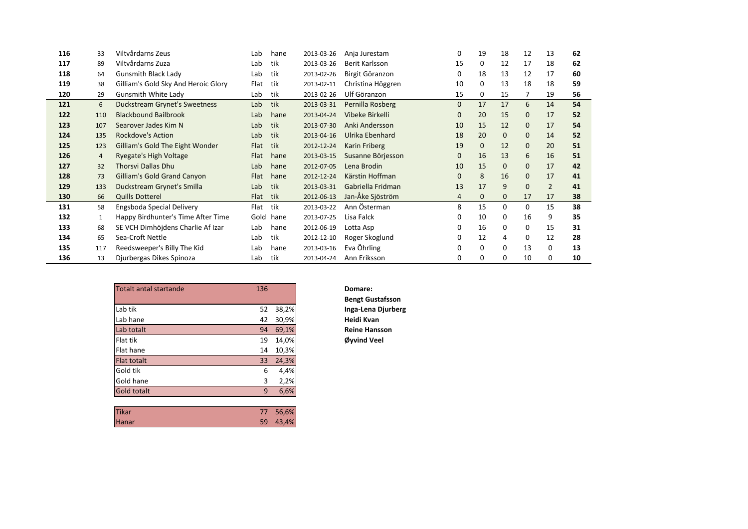| | | | | | | | | | | | | |
|---|---|---|---|---|---|---|---|---|---|---|---|---|
| **116** | 33 | Viltvårdarns Zeus | Lab | hane | 2013-03-26 | Anja Jurestam | 0 | 19 | 18 | 12 | 13 | **62** |
| **117** | 89 | Viltvårdarns Zuza | Lab | tik | 2013-03-26 | Berit Karlsson | 15 | 0 | 12 | 17 | 18 | **62** |
| **118** | 64 | Gunsmith Black Lady | Lab | tik | 2013-02-26 | Birgit Göranzon | 0 | 18 | 13 | 12 | 17 | **60** |
| **119** | 38 | Gilliam's Gold Sky And Heroic Glory | Flat | tik | 2013-02-11 | Christina Höggren | 10 | 0 | 13 | 18 | 18 | **59** |
| **120** | 29 | Gunsmith White Lady | Lab | tik | 2013-02-26 | Ulf Göranzon | 15 | 0 | 15 | 7 | 19 | **56** |
| **121** | 6 | Duckstream Grynet's Sweetness | Lab | tik | 2013-03-31 | Pernilla Rosberg | 0 | 17 | 17 | 6 | 14 | **54** |
| **122** | 110 | Blackbound Bailbrook | Lab | hane | 2013-04-24 | Vibeke Birkelli | 0 | 20 | 15 | 0 | 17 | **52** |
| **123** | 107 | Searover Jades Kim N | Lab | tik | 2013-07-30 | Anki Andersson | 10 | 15 | 12 | 0 | 17 | **54** |
| **124** | 135 | Rockdove's Action | Lab | tik | 2013-04-16 | Ulrika Ebenhard | 18 | 20 | 0 | 0 | 14 | **52** |
| **125** | 123 | Gilliam's Gold The Eight Wonder | Flat | tik | 2012-12-24 | Karin Friberg | 19 | 0 | 12 | 0 | 20 | **51** |
| **126** | 4 | Ryegate's High Voltage | Flat | hane | 2013-03-15 | Susanne Börjesson | 0 | 16 | 13 | 6 | 16 | **51** |
| **127** | 32 | Thorsvi Dallas Dhu | Lab | hane | 2012-07-05 | Lena Brodin | 10 | 15 | 0 | 0 | 17 | **42** |
| **128** | 73 | Gilliam's Gold Grand Canyon | Flat | hane | 2012-12-24 | Kärstin Hoffman | 0 | 8 | 16 | 0 | 17 | **41** |
| **129** | 133 | Duckstream Grynet's Smilla | Lab | tik | 2013-03-31 | Gabriella Fridman | 13 | 17 | 9 | 0 | 2 | **41** |
| **130** | 66 | Quills Dotterel | Flat | tik | 2012-06-13 | Jan-Åke Sjöström | 4 | 0 | 0 | 17 | 17 | **38** |
| **131** | 58 | Engsboda Special Delivery | Flat | tik | 2013-03-22 | Ann Österman | 8 | 15 | 0 | 0 | 15 | **38** |
| **132** | 1 | Happy Birdhunter's Time After Time | Gold | hane | 2013-07-25 | Lisa Falck | 0 | 10 | 0 | 16 | 9 | **35** |
| **133** | 68 | SE VCH Dimhöjdens Charlie Af Izar | Lab | hane | 2012-06-19 | Lotta Asp | 0 | 16 | 0 | 0 | 15 | **31** |
| **134** | 65 | Sea-Croft Nettle | Lab | tik | 2012-12-10 | Roger Skoglund | 0 | 12 | 4 | 0 | 12 | **28** |
| **135** | 117 | Reedsweeper's Billy The Kid | Lab | hane | 2013-03-16 | Eva Öhrling | 0 | 0 | 0 | 13 | 0 | **13** |
| **136** | 13 | Djurbergas Dikes Spinoza | Lab | tik | 2013-04-24 | Ann Eriksson | 0 | 0 | 0 | 10 | 0 | **10** |

| Totalt antal startande | 136 | |
|---|---|---|
| Lab tik | 52 | 38,2% |
| Lab hane | 42 | 30,9% |
| Lab totalt | 94 | 69,1% |
| Flat tik | 19 | 14,0% |
| Flat hane | 14 | 10,3% |
| Flat totalt | 33 | 24,3% |
| Gold tik | 6 | 4,4% |
| Gold hane | 3 | 2,2% |
| Gold totalt | 9 | 6,6% |
| | | |
| Tikar | 77 | 56,6% |
| Hanar | 59 | 43,4% |

**Domare:**
**Bengt Gustafsson**
**Inga-Lena Djurberg**
**Heidi Kvan**
**Reine Hansson**
**Øyvind Veel**